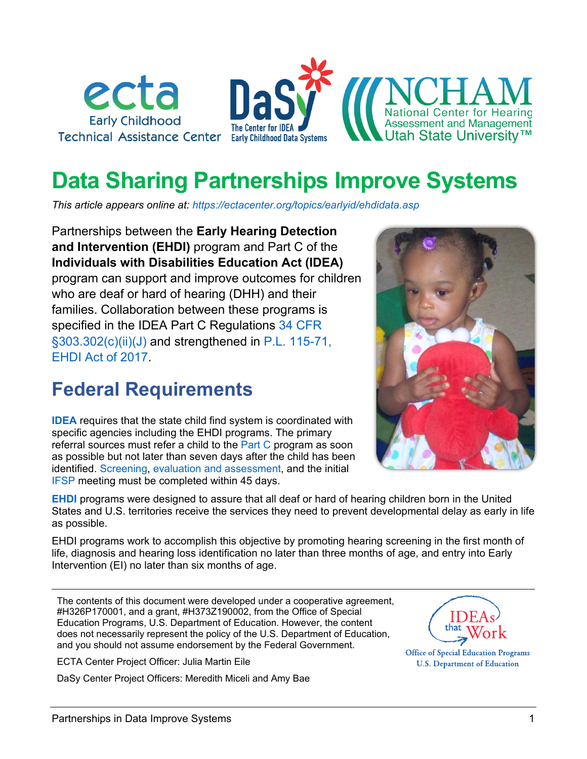# Data Sharing Partnerships Improve Systems

*This article appears online at: https://ectacenter.org/topics/earlyid/ehdidata.asp*

Partnerships between the **Early Hearing Detection and Intervention (EHDI)** program and Part C of the **Individuals with Disabilities Education Act (IDEA)** program can support and improve outcomes for children who are deaf or hard of hearing (DHH) and their families. Collaboration between these programs is specified in the IDEA Part C Regulations 34 CFR §303.302(c)(ii)(J) and strengthened in P.L. 115-71, EHDI Act of 2017.

## Federal Requirements

**IDEA** requires that the state child find system is coordinated with specific agencies including the EHDI programs. The primary referral sources must refer a child to the Part C program as soon as possible but not later than seven days after the child has been identified. Screening, evaluation and assessment, and the initial IFSP meeting must be completed within 45 days.

**EHDI** programs were designed to assure that all deaf or hard of hearing children born in the United States and U.S. territories receive the services they need to prevent developmental delay as early in life as possible.

EHDI programs work to accomplish this objective by promoting hearing screening in the first month of life, diagnosis and hearing loss identification no later than three months of age, and entry into Early Intervention (EI) no later than six months of age.

---

The contents of this document were developed under a cooperative agreement, #H326P170001, and a grant, #H373Z190002, from the Office of Special Education Programs, U.S. Department of Education. However, the content does not necessarily represent the policy of the U.S. Department of Education, and you should not assume endorsement by the Federal Government.

ECTA Center Project Officer: Julia Martin Eile

DaSy Center Project Officers: Meredith Miceli and Amy Bae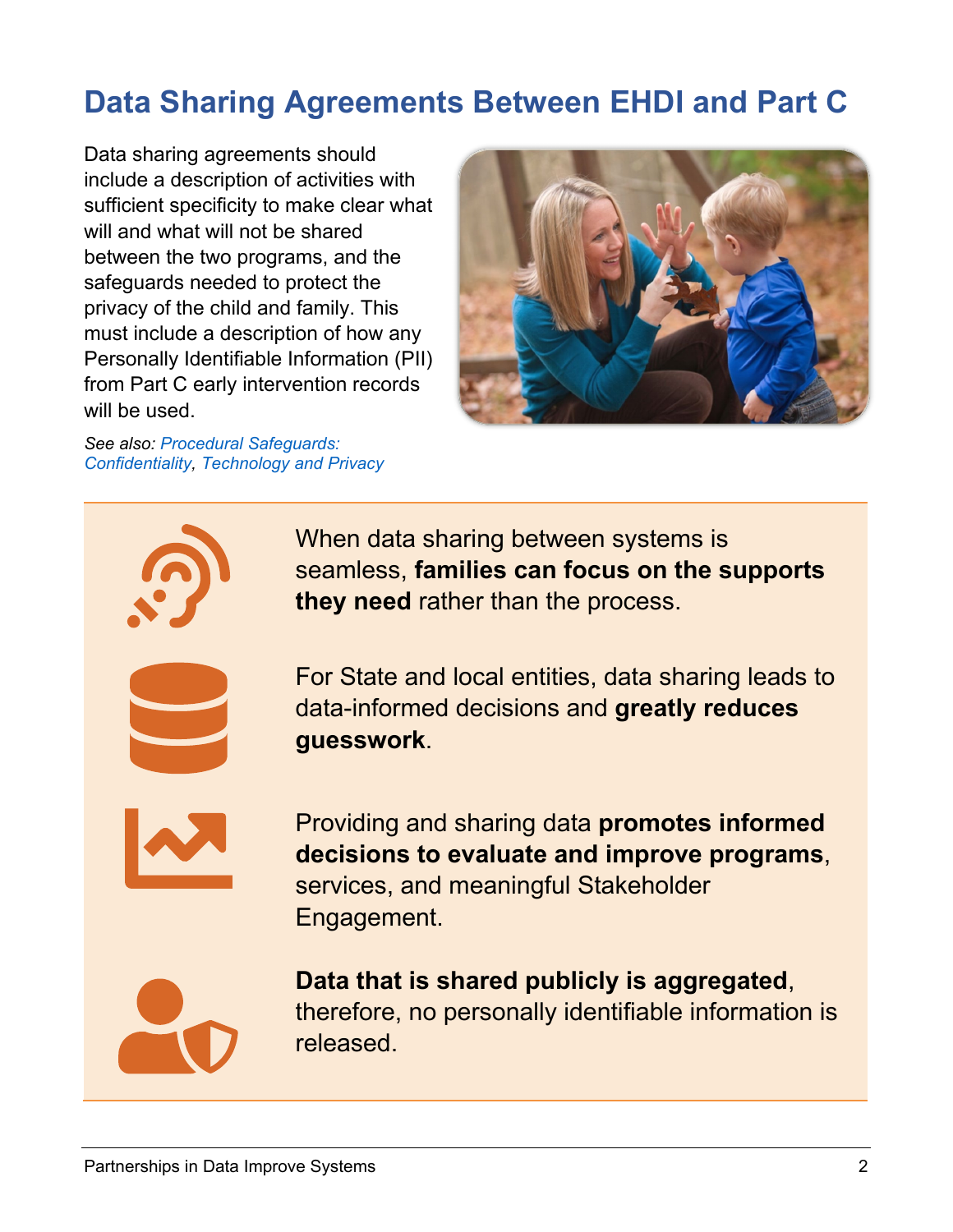# Data Sharing Agreements Between EHDI and Part C

Data sharing agreements should include a description of activities with sufficient specificity to make clear what will and what will not be shared between the two programs, and the safeguards needed to protect the privacy of the child and family. This must include a description of how any Personally Identifiable Information (PII) from Part C early intervention records will be used.

*See also: Procedural Safeguards: Confidentiality, Technology and Privacy*

When data sharing between systems is seamless, **families can focus on the supports they need** rather than the process.

For State and local entities, data sharing leads to data-informed decisions and **greatly reduces guesswork**.

Providing and sharing data **promotes informed decisions to evaluate and improve programs**, services, and meaningful Stakeholder Engagement.

**Data that is shared publicly is aggregated**, therefore, no personally identifiable information is released.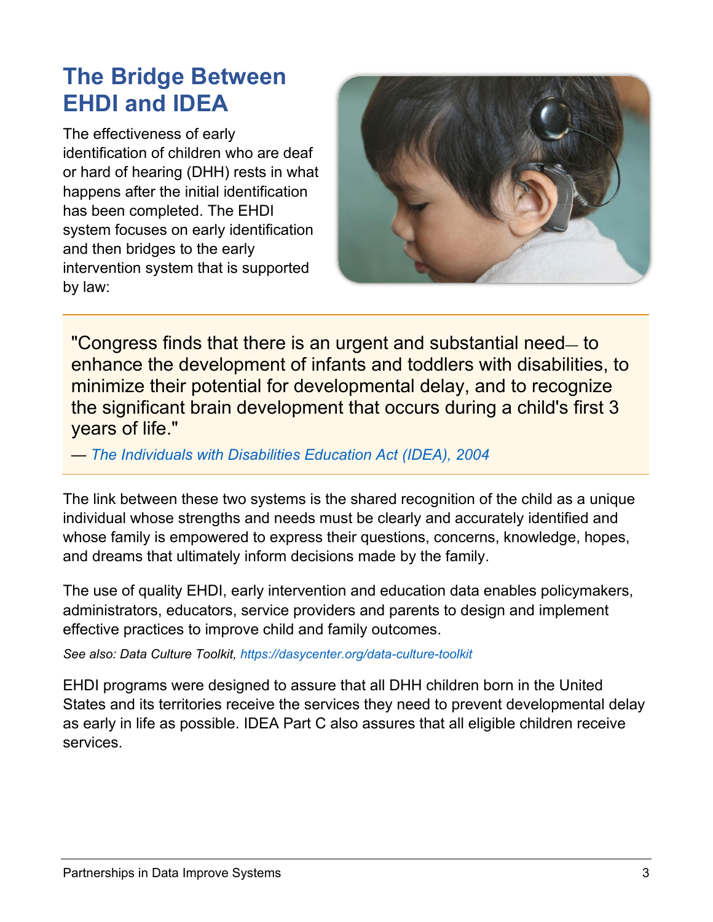# The Bridge Between EHDI and IDEA

The effectiveness of early identification of children who are deaf or hard of hearing (DHH) rests in what happens after the initial identification has been completed. The EHDI system focuses on early identification and then bridges to the early intervention system that is supported by law:

> "Congress finds that there is an urgent and substantial need— to enhance the development of infants and toddlers with disabilities, to minimize their potential for developmental delay, and to recognize the significant brain development that occurs during a child's first 3 years of life."
>
> — *The Individuals with Disabilities Education Act (IDEA), 2004*

The link between these two systems is the shared recognition of the child as a unique individual whose strengths and needs must be clearly and accurately identified and whose family is empowered to express their questions, concerns, knowledge, hopes, and dreams that ultimately inform decisions made by the family.

The use of quality EHDI, early intervention and education data enables policymakers, administrators, educators, service providers and parents to design and implement effective practices to improve child and family outcomes.

*See also: Data Culture Toolkit, https://dasycenter.org/data-culture-toolkit*

EHDI programs were designed to assure that all DHH children born in the United States and its territories receive the services they need to prevent developmental delay as early in life as possible. IDEA Part C also assures that all eligible children receive services.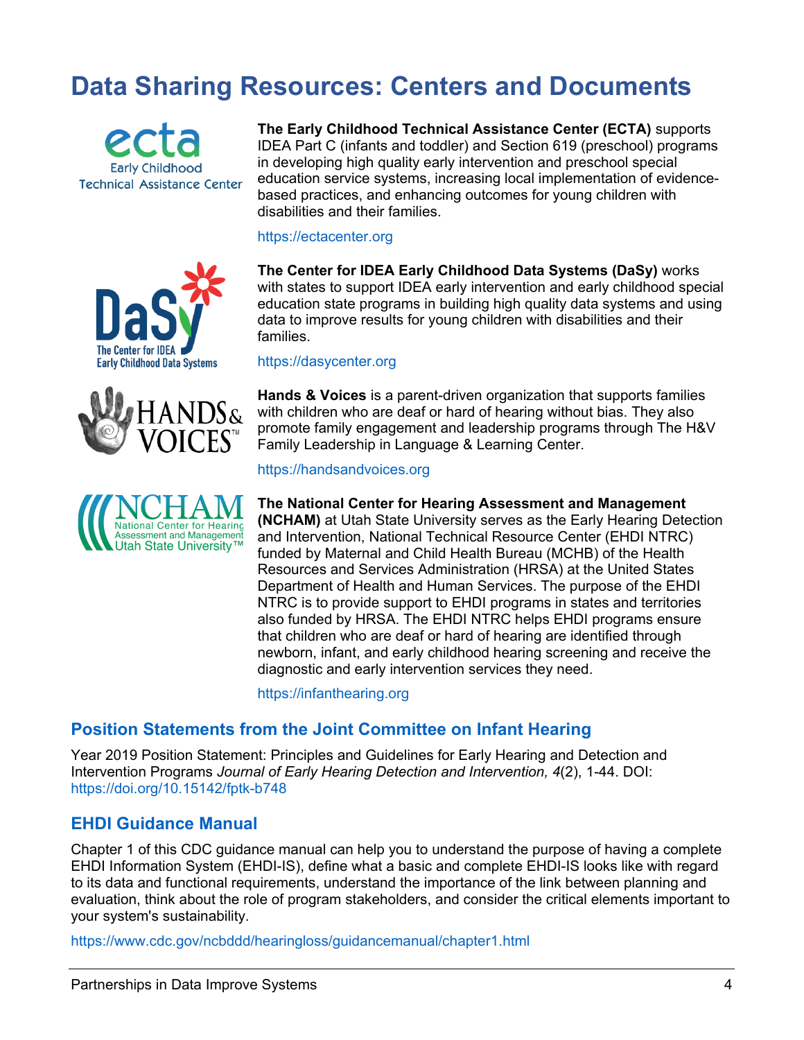# Data Sharing Resources: Centers and Documents

**The Early Childhood Technical Assistance Center (ECTA)** supports IDEA Part C (infants and toddler) and Section 619 (preschool) programs in developing high quality early intervention and preschool special education service systems, increasing local implementation of evidence-based practices, and enhancing outcomes for young children with disabilities and their families.

https://ectacenter.org

**The Center for IDEA Early Childhood Data Systems (DaSy)** works with states to support IDEA early intervention and early childhood special education state programs in building high quality data systems and using data to improve results for young children with disabilities and their families.

https://dasycenter.org

**Hands & Voices** is a parent-driven organization that supports families with children who are deaf or hard of hearing without bias. They also promote family engagement and leadership programs through The H&V Family Leadership in Language & Learning Center.

https://handsandvoices.org

**The National Center for Hearing Assessment and Management (NCHAM)** at Utah State University serves as the Early Hearing Detection and Intervention, National Technical Resource Center (EHDI NTRC) funded by Maternal and Child Health Bureau (MCHB) of the Health Resources and Services Administration (HRSA) at the United States Department of Health and Human Services. The purpose of the EHDI NTRC is to provide support to EHDI programs in states and territories also funded by HRSA. The EHDI NTRC helps EHDI programs ensure that children who are deaf or hard of hearing are identified through newborn, infant, and early childhood hearing screening and receive the diagnostic and early intervention services they need.

https://infanthearing.org

## Position Statements from the Joint Committee on Infant Hearing

Year 2019 Position Statement: Principles and Guidelines for Early Hearing and Detection and Intervention Programs *Journal of Early Hearing Detection and Intervention, 4*(2), 1-44. DOI: https://doi.org/10.15142/fptk-b748

## EHDI Guidance Manual

Chapter 1 of this CDC guidance manual can help you to understand the purpose of having a complete EHDI Information System (EHDI-IS), define what a basic and complete EHDI-IS looks like with regard to its data and functional requirements, understand the importance of the link between planning and evaluation, think about the role of program stakeholders, and consider the critical elements important to your system's sustainability.

https://www.cdc.gov/ncbddd/hearingloss/guidancemanual/chapter1.html